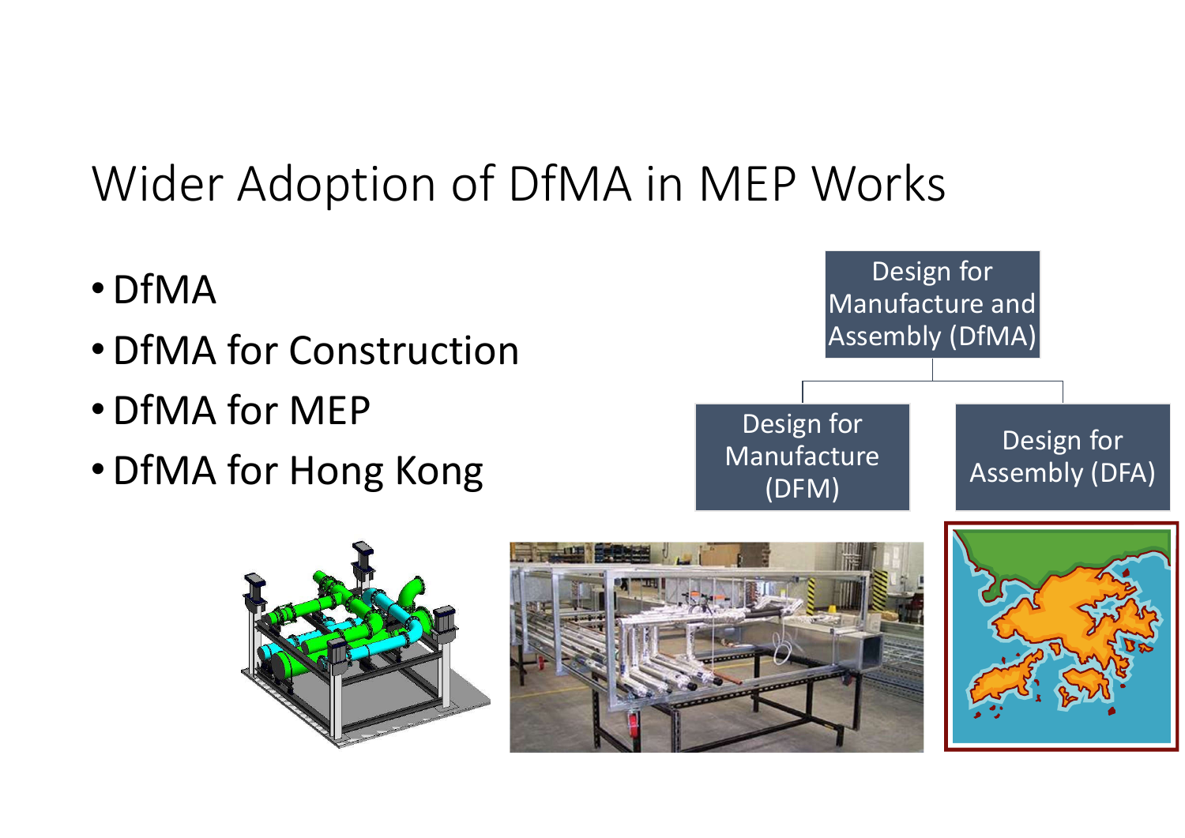# Wider Adoption of DfMA in MEP Works

- DfMA
- DfMA for Construction
- DfMA for MEP
- DfMA for Hong Kong

Design for Manufacture and Assembly (DfMA)

- Design for Manufacture (DFM)
- Design for Assembly (DFA)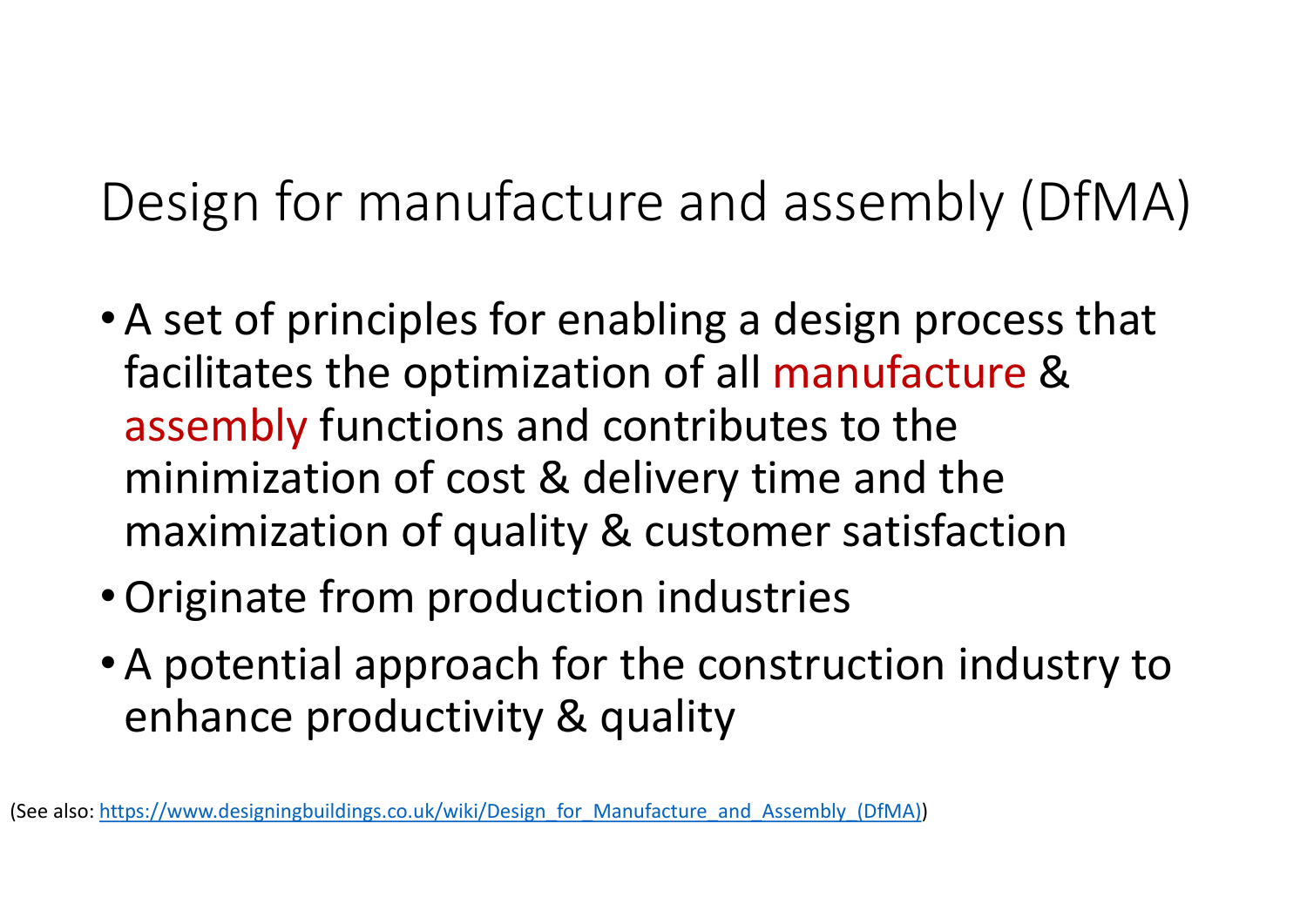# Design for manufacture and assembly (DfMA)

- A set of principles for enabling a design process that facilitates the optimization of all manufacture & assembly functions and contributes to the minimization of cost & delivery time and the maximization of quality & customer satisfaction
- Originate from production industries
- A potential approach for the construction industry to enhance productivity & quality

(See also: https://www.designingbuildings.co.uk/wiki/Design_for_Manufacture_and_Assembly_(DfMA))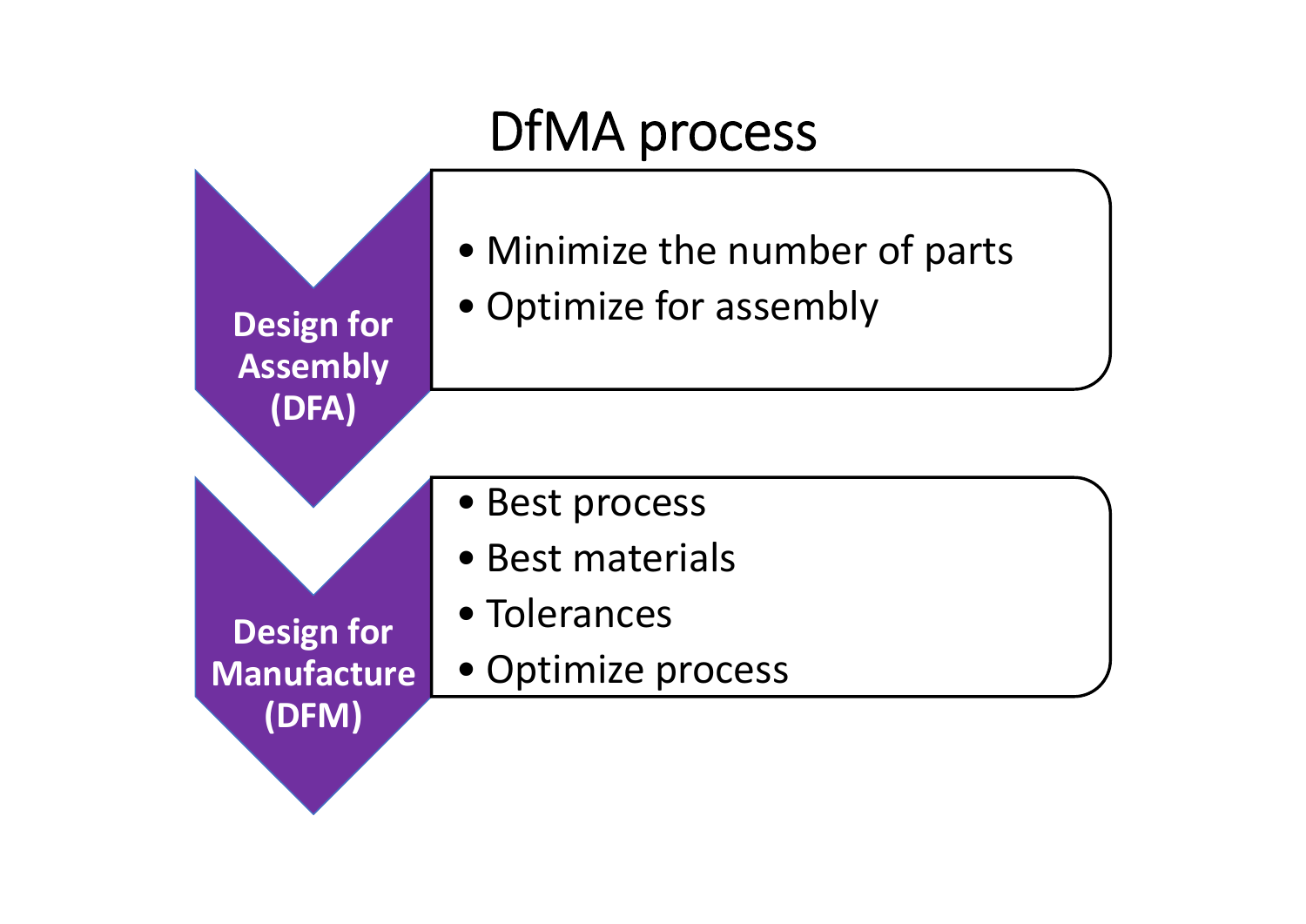# DfMA process

**Design for Assembly (DFA)**

- Minimize the number of parts
- Optimize for assembly

**Design for Manufacture (DFM)**

- Best process
- Best materials
- Tolerances
- Optimize process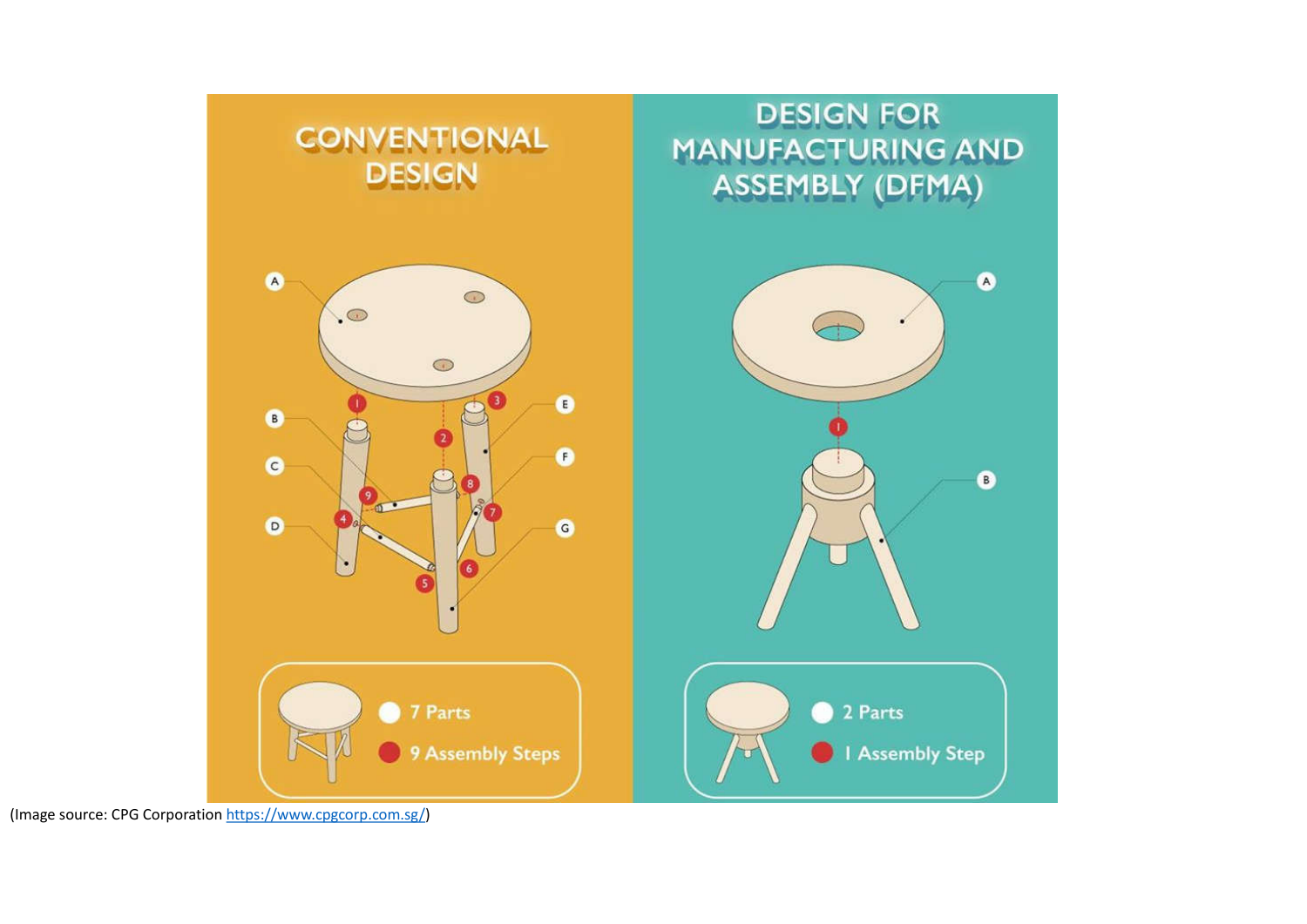## CONVENTIONAL DESIGN

A
B
C
D
E
F
G

1 2 3 4 5 6 7 8 9

- 7 Parts
- 9 Assembly Steps

## DESIGN FOR MANUFACTURING AND ASSEMBLY (DFMA)

A
B

1

- 2 Parts
- 1 Assembly Step

(Image source: CPG Corporation https://www.cpgcorp.com.sg/)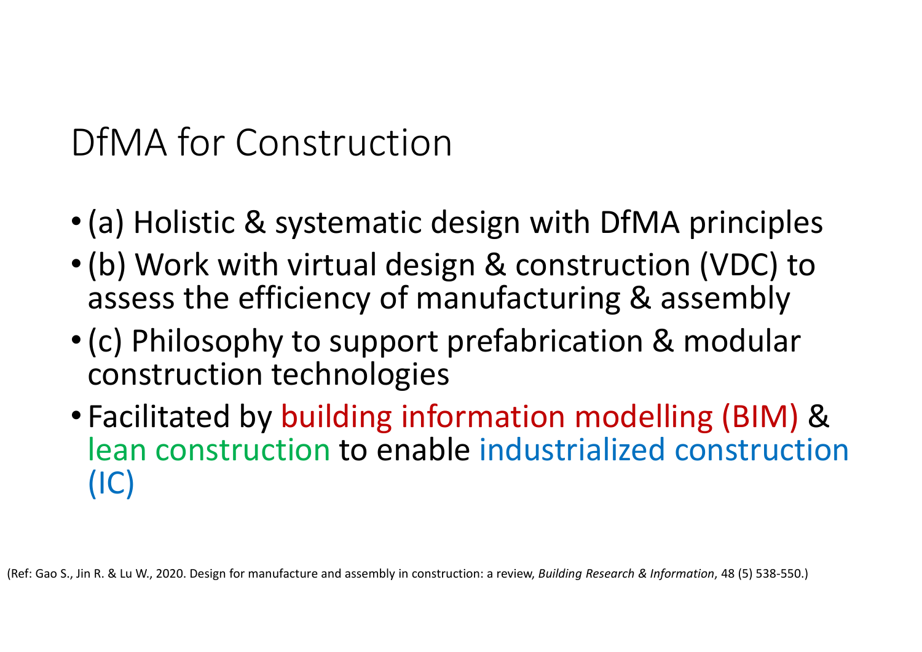# DfMA for Construction

- (a) Holistic & systematic design with DfMA principles
- (b) Work with virtual design & construction (VDC) to assess the efficiency of manufacturing & assembly
- (c) Philosophy to support prefabrication & modular construction technologies
- Facilitated by building information modelling (BIM) & lean construction to enable industrialized construction (IC)

(Ref: Gao S., Jin R. & Lu W., 2020. Design for manufacture and assembly in construction: a review, *Building Research & Information*, 48 (5) 538-550.)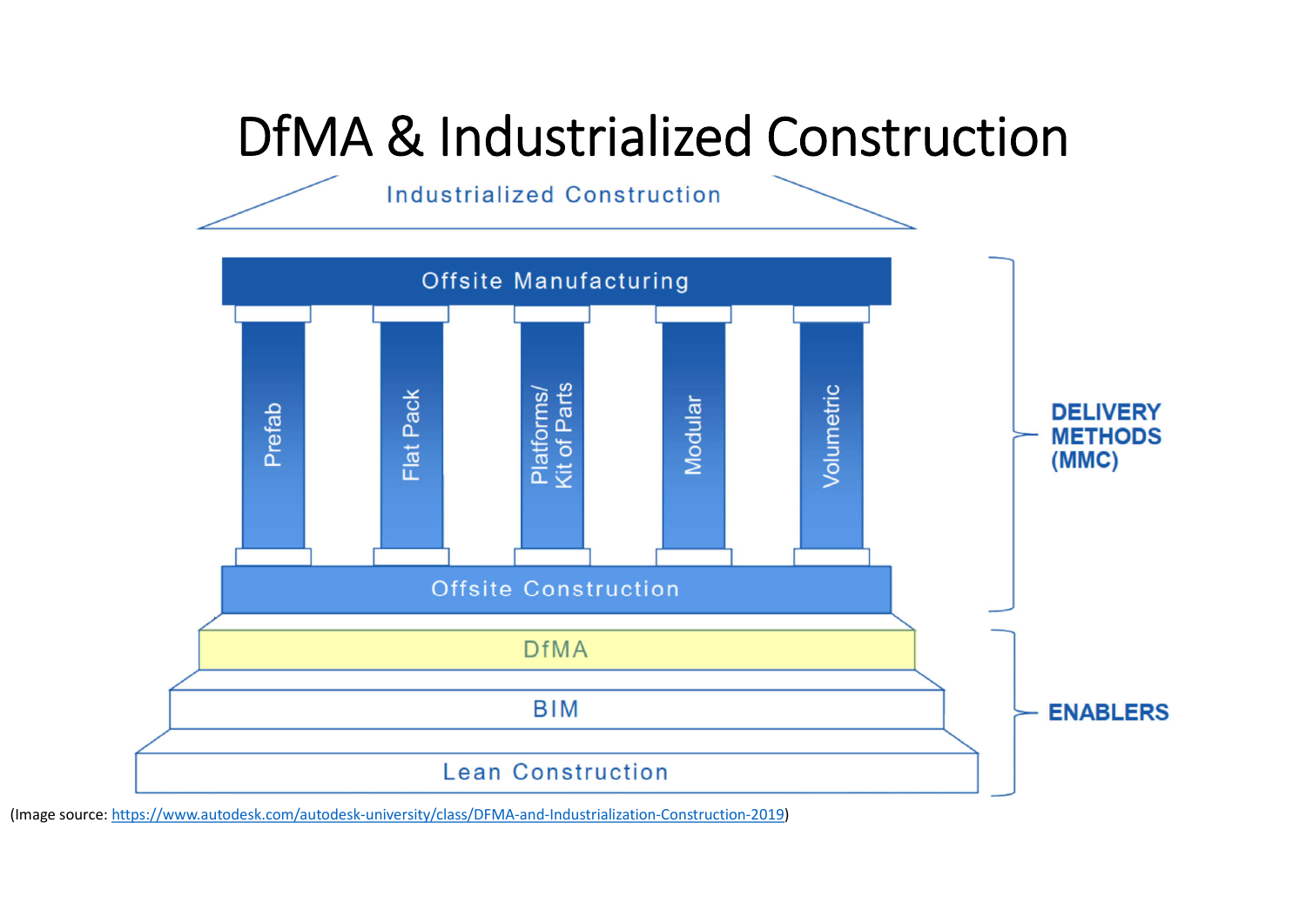# DfMA & Industrialized Construction

Industrialized Construction

Offsite Manufacturing

- Prefab
- Flat Pack
- Platforms/ Kit of Parts
- Modular
- Volumetric

Offsite Construction

DELIVERY METHODS (MMC)

DfMA

BIM

Lean Construction

ENABLERS

(Image source: https://www.autodesk.com/autodesk-university/class/DFMA-and-Industrialization-Construction-2019)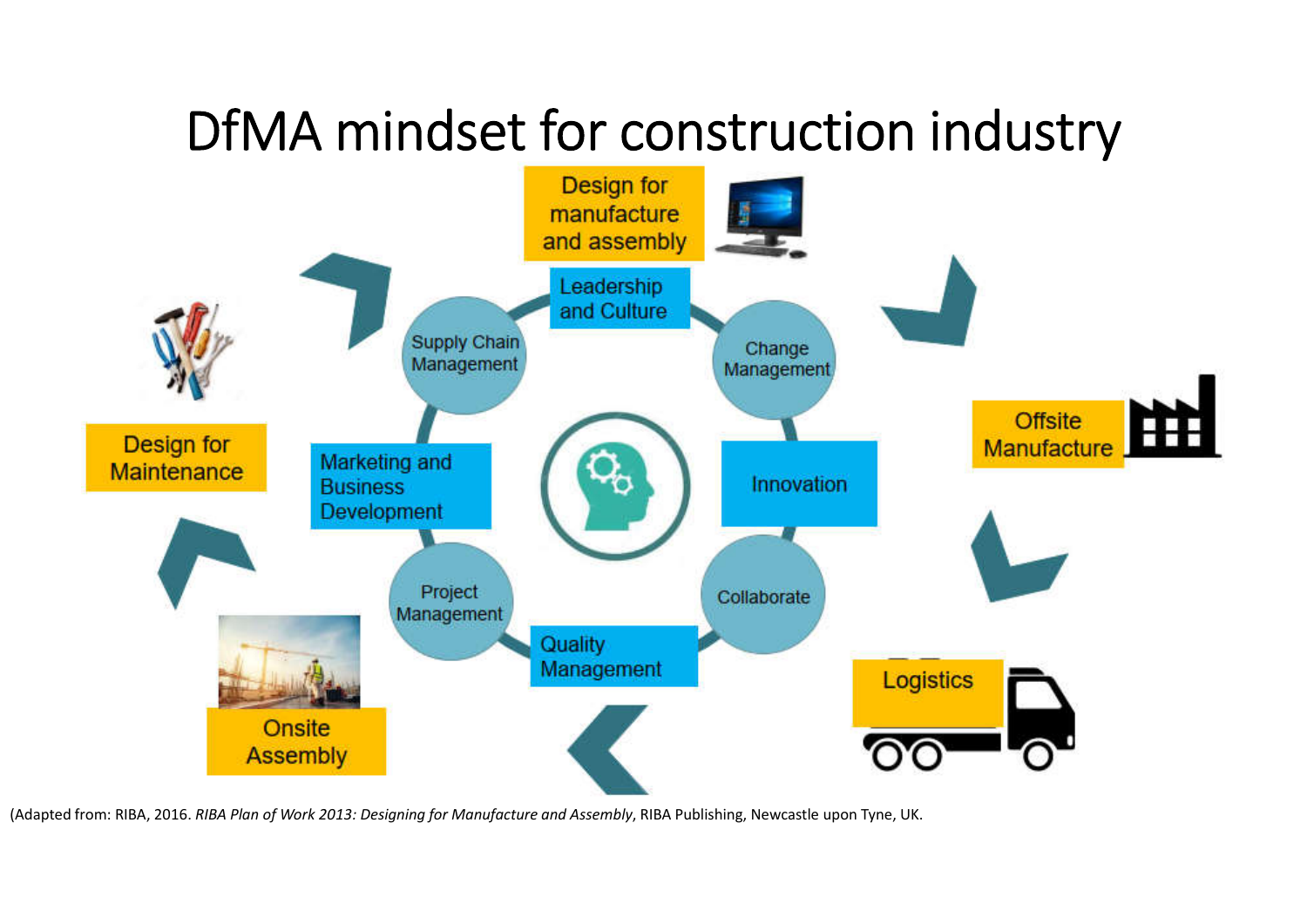# DfMA mindset for construction industry

Design for manufacture and assembly

Offsite Manufacture

Logistics

Onsite Assembly

Design for Maintenance

Leadership and Culture

Change Management

Innovation

Collaborate

Quality Management

Project Management

Marketing and Business Development

Supply Chain Management

(Adapted from: RIBA, 2016. *RIBA Plan of Work 2013: Designing for Manufacture and Assembly*, RIBA Publishing, Newcastle upon Tyne, UK.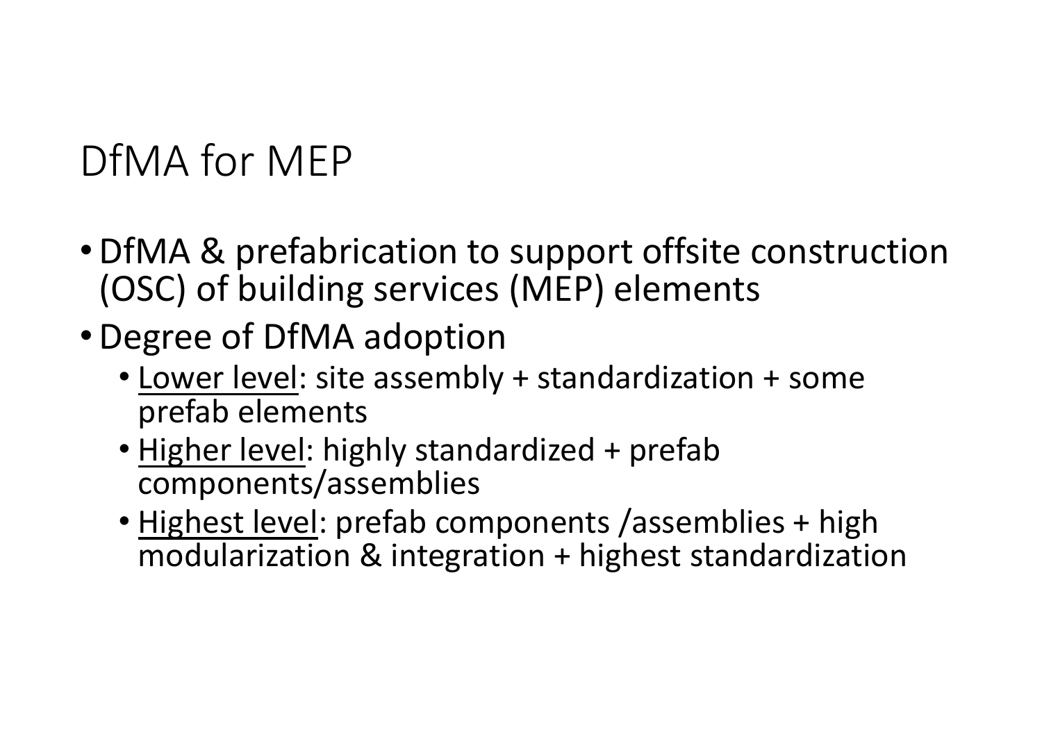# DfMA for MEP

- DfMA & prefabrication to support offsite construction (OSC) of building services (MEP) elements
- Degree of DfMA adoption
  - <u>Lower level</u>: site assembly + standardization + some prefab elements
  - <u>Higher level</u>: highly standardized + prefab components/assemblies
  - <u>Highest level</u>: prefab components /assemblies + high modularization & integration + highest standardization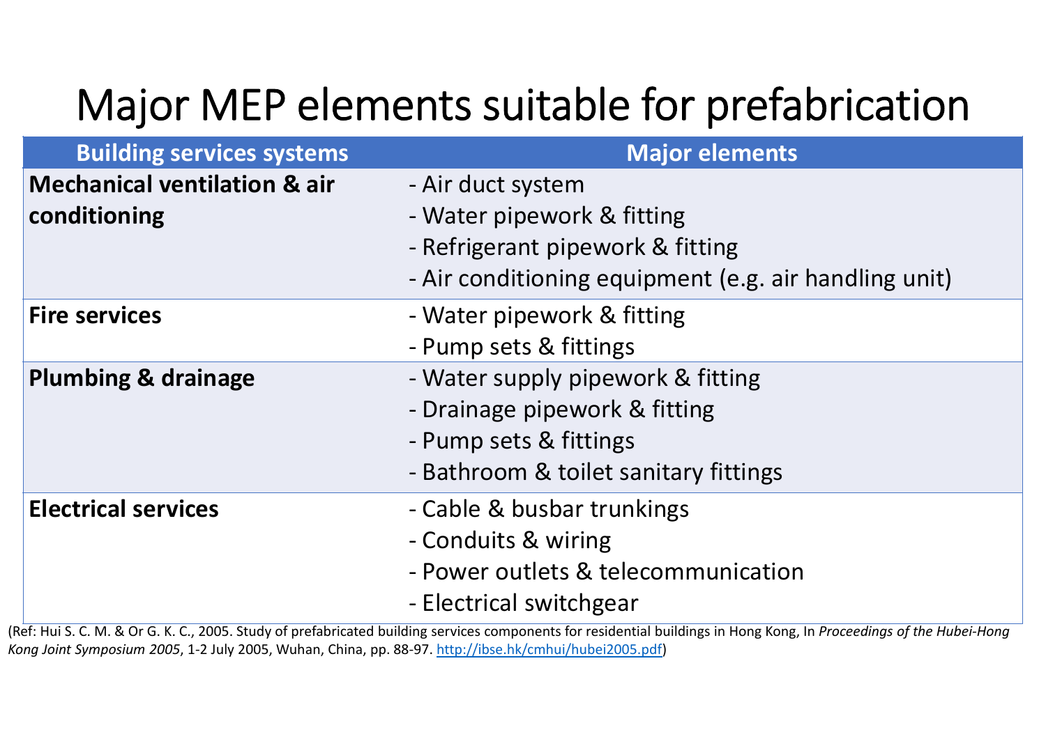# Major MEP elements suitable for prefabrication

| Building services systems | Major elements |
|---|---|
| **Mechanical ventilation & air conditioning** | - Air duct system<br>- Water pipework & fitting<br>- Refrigerant pipework & fitting<br>- Air conditioning equipment (e.g. air handling unit) |
| **Fire services** | - Water pipework & fitting<br>- Pump sets & fittings |
| **Plumbing & drainage** | - Water supply pipework & fitting<br>- Drainage pipework & fitting<br>- Pump sets & fittings<br>- Bathroom & toilet sanitary fittings |
| **Electrical services** | - Cable & busbar trunkings<br>- Conduits & wiring<br>- Power outlets & telecommunication<br>- Electrical switchgear |

(Ref: Hui S. C. M. & Or G. K. C., 2005. Study of prefabricated building services components for residential buildings in Hong Kong, In *Proceedings of the Hubei-Hong Kong Joint Symposium 2005*, 1-2 July 2005, Wuhan, China, pp. 88-97. http://ibse.hk/cmhui/hubei2005.pdf)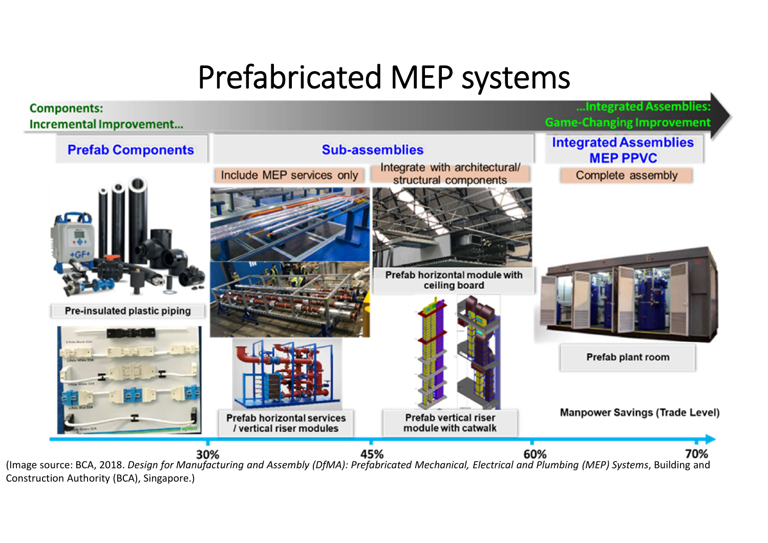# Prefabricated MEP systems

**Components: Incremental Improvement...** → **...Integrated Assemblies: Game-Changing Improvement**

**Prefab Components**

- Pre-insulated plastic piping

**Sub-assemblies**

- Include MEP services only
  - Prefab horizontal services / vertical riser modules
- Integrate with architectural/ structural components
  - Prefab horizontal module with ceiling board
  - Prefab vertical riser module with catwalk

**Integrated Assemblies MEP PPVC**

- Complete assembly
  - Prefab plant room

Manpower Savings (Trade Level): 30% — 45% — 60% — 70%

(Image source: BCA, 2018. *Design for Manufacturing and Assembly (DfMA): Prefabricated Mechanical, Electrical and Plumbing (MEP) Systems*, Building and Construction Authority (BCA), Singapore.)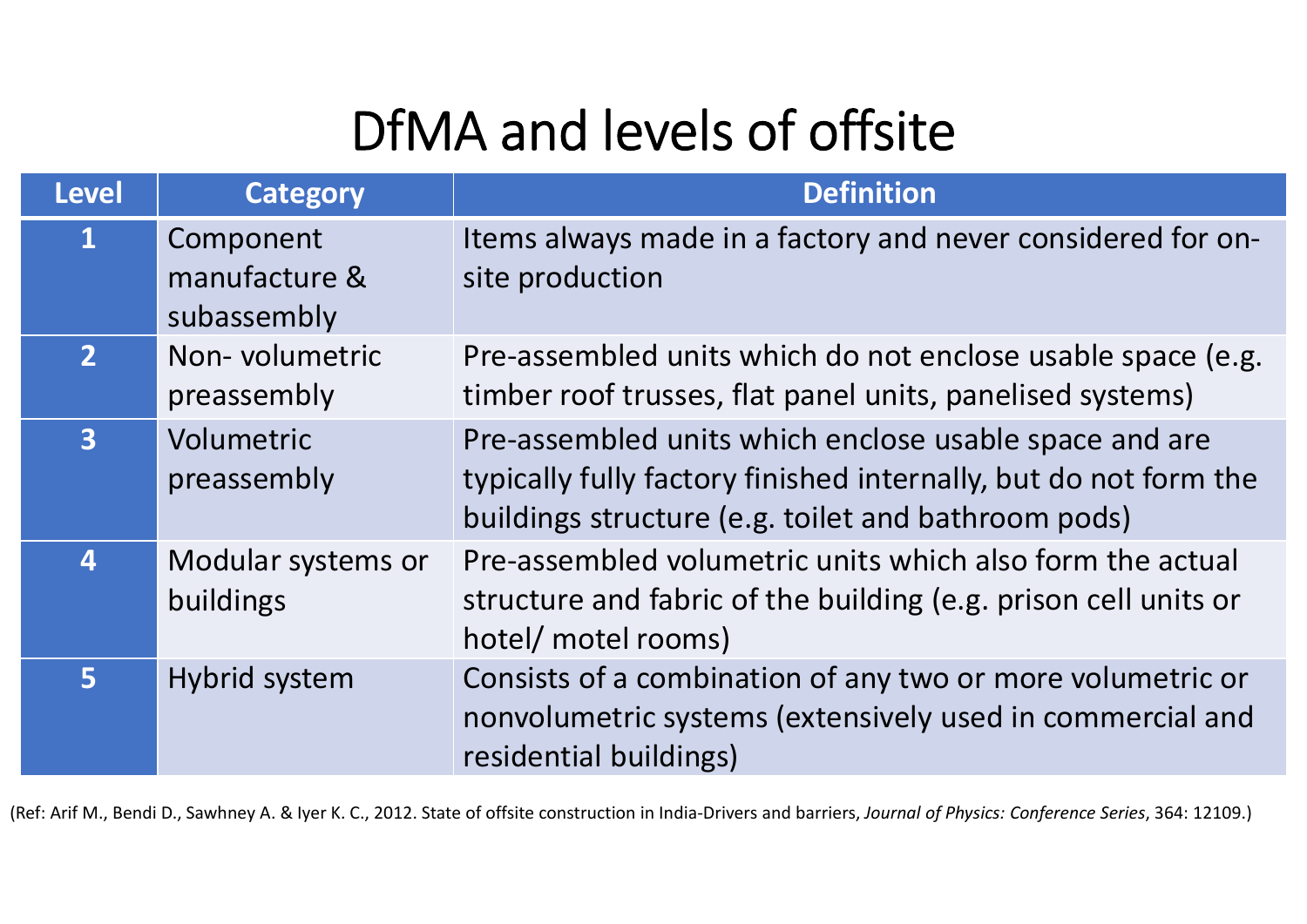# DfMA and levels of offsite

| Level | Category | Definition |
| --- | --- | --- |
| 1 | Component manufacture & subassembly | Items always made in a factory and never considered for on-site production |
| 2 | Non- volumetric preassembly | Pre-assembled units which do not enclose usable space (e.g. timber roof trusses, flat panel units, panelised systems) |
| 3 | Volumetric preassembly | Pre-assembled units which enclose usable space and are typically fully factory finished internally, but do not form the buildings structure (e.g. toilet and bathroom pods) |
| 4 | Modular systems or buildings | Pre-assembled volumetric units which also form the actual structure and fabric of the building (e.g. prison cell units or hotel/ motel rooms) |
| 5 | Hybrid system | Consists of a combination of any two or more volumetric or nonvolumetric systems (extensively used in commercial and residential buildings) |

(Ref: Arif M., Bendi D., Sawhney A. & Iyer K. C., 2012. State of offsite construction in India-Drivers and barriers, *Journal of Physics: Conference Series*, 364: 12109.)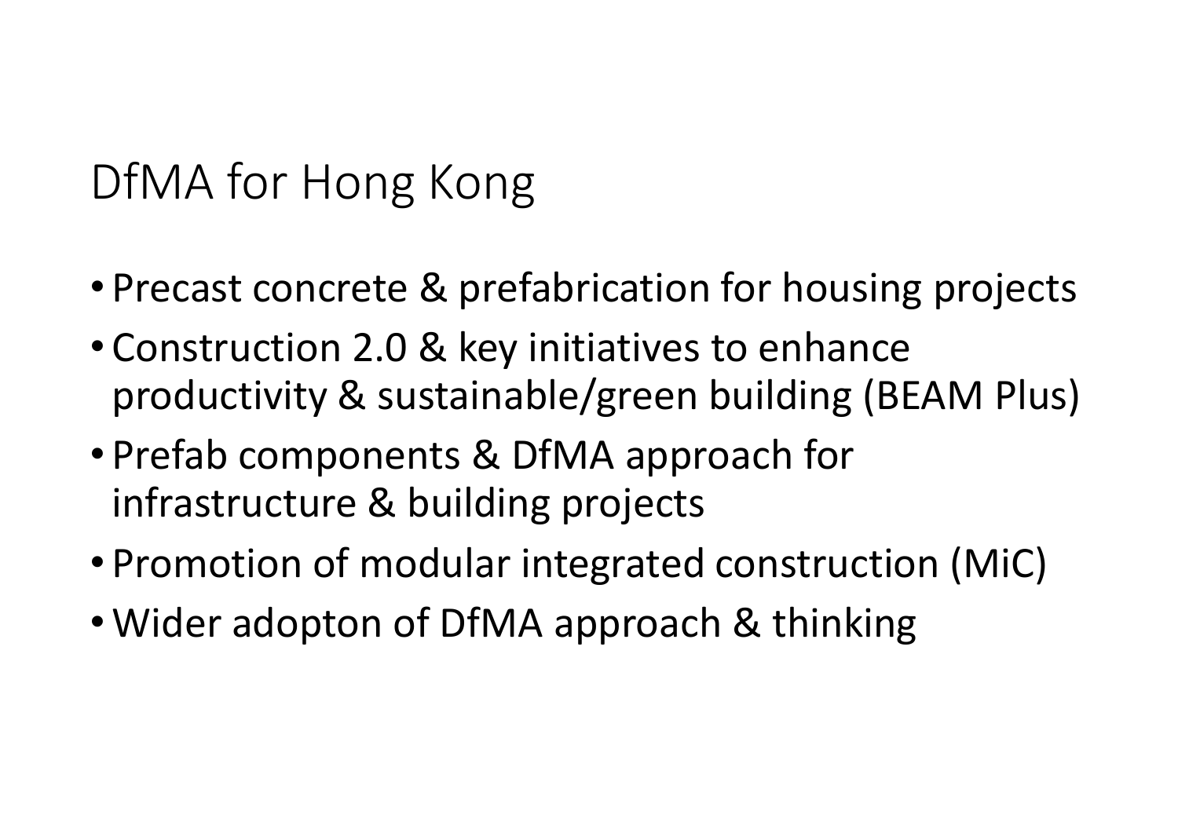# DfMA for Hong Kong

- Precast concrete & prefabrication for housing projects
- Construction 2.0 & key initiatives to enhance productivity & sustainable/green building (BEAM Plus)
- Prefab components & DfMA approach for infrastructure & building projects
- Promotion of modular integrated construction (MiC)
- Wider adopton of DfMA approach & thinking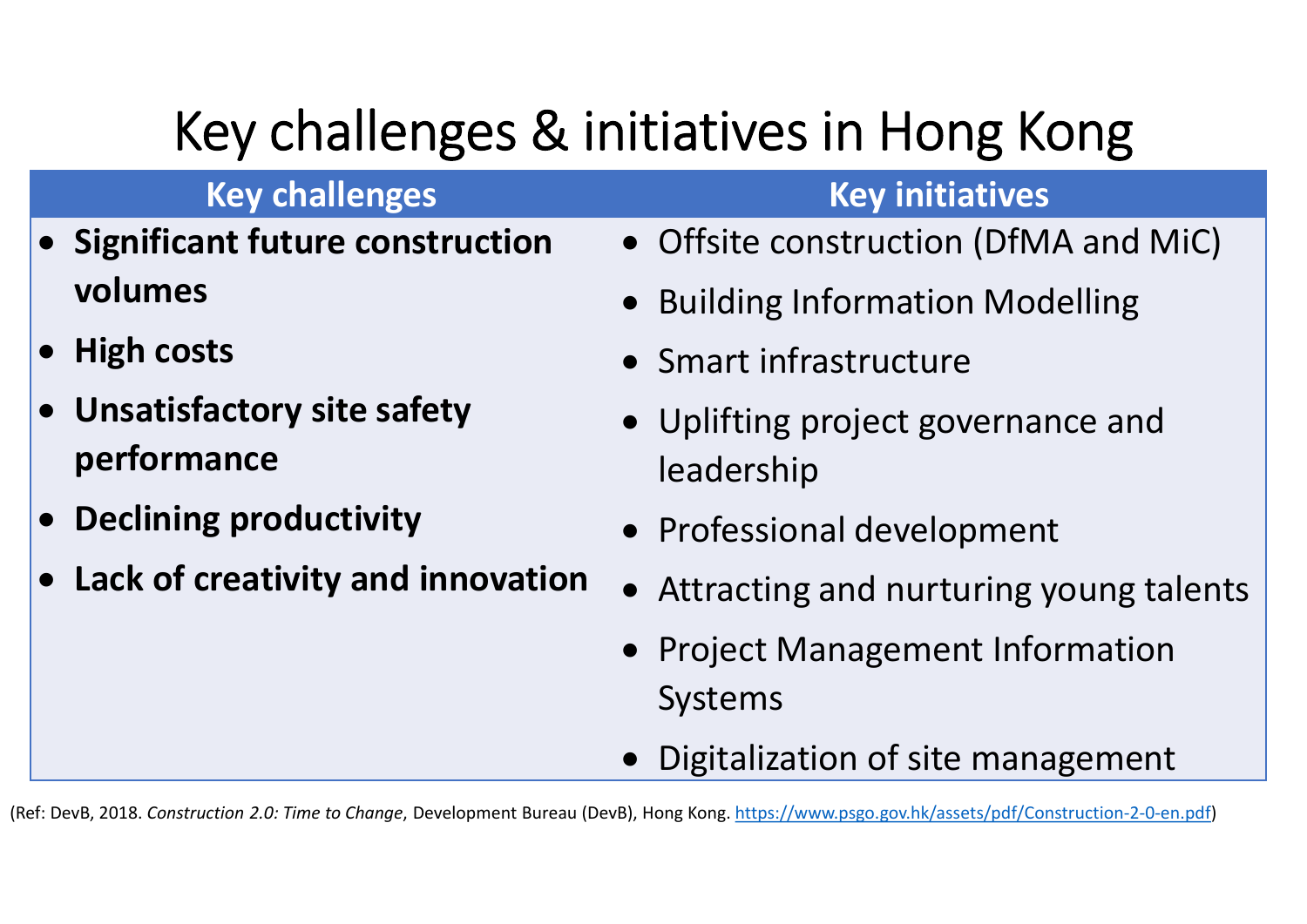# Key challenges & initiatives in Hong Kong

| Key challenges | Key initiatives |
| --- | --- |
| • **Significant future construction volumes**<br>• **High costs**<br>• **Unsatisfactory site safety performance**<br>• **Declining productivity**<br>• **Lack of creativity and innovation** | • Offsite construction (DfMA and MiC)<br>• Building Information Modelling<br>• Smart infrastructure<br>• Uplifting project governance and leadership<br>• Professional development<br>• Attracting and nurturing young talents<br>• Project Management Information Systems<br>• Digitalization of site management |

(Ref: DevB, 2018. *Construction 2.0: Time to Change*, Development Bureau (DevB), Hong Kong. https://www.psgo.gov.hk/assets/pdf/Construction-2-0-en.pdf)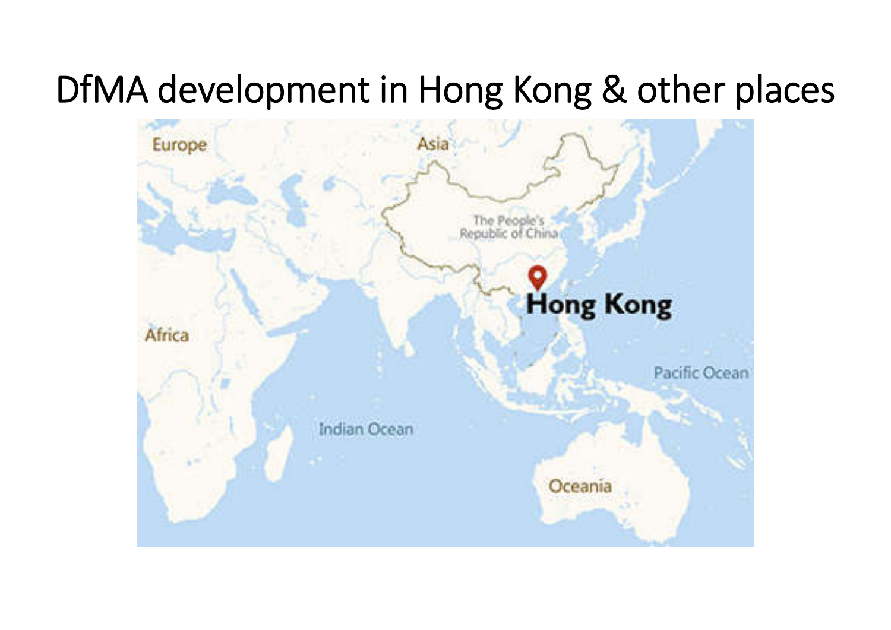# DfMA development in Hong Kong & other places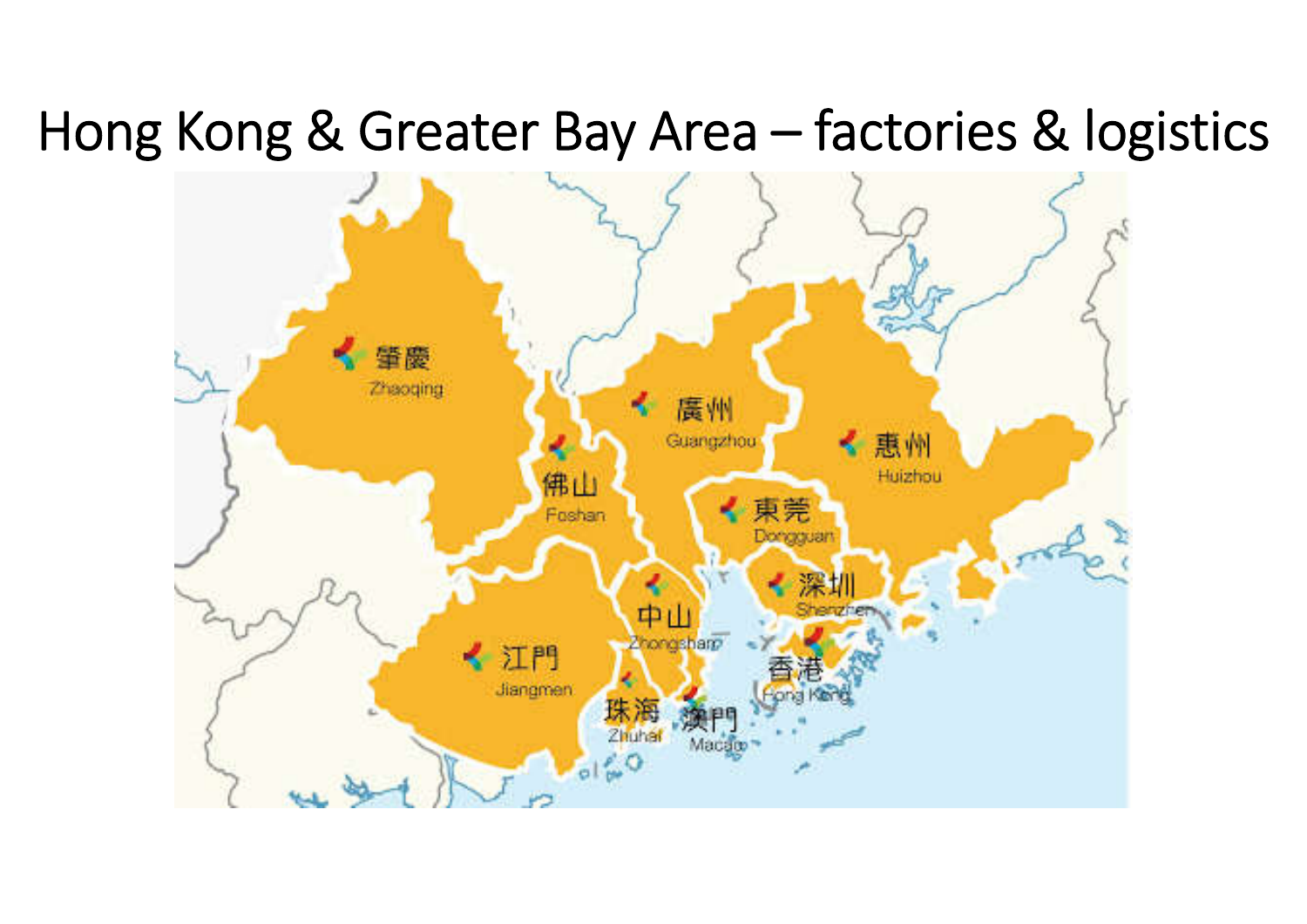# Hong Kong & Greater Bay Area – factories & logistics

肇慶
Zhaoqing

廣州
Guangzhou

惠州
Huizhou

佛山
Foshan

東莞
Dongguan

深圳
Shenzhen

中山
Zhongshan

江門
Jiangmen

香港
Hong Kong

珠海
Zhuhai

澳門
Macao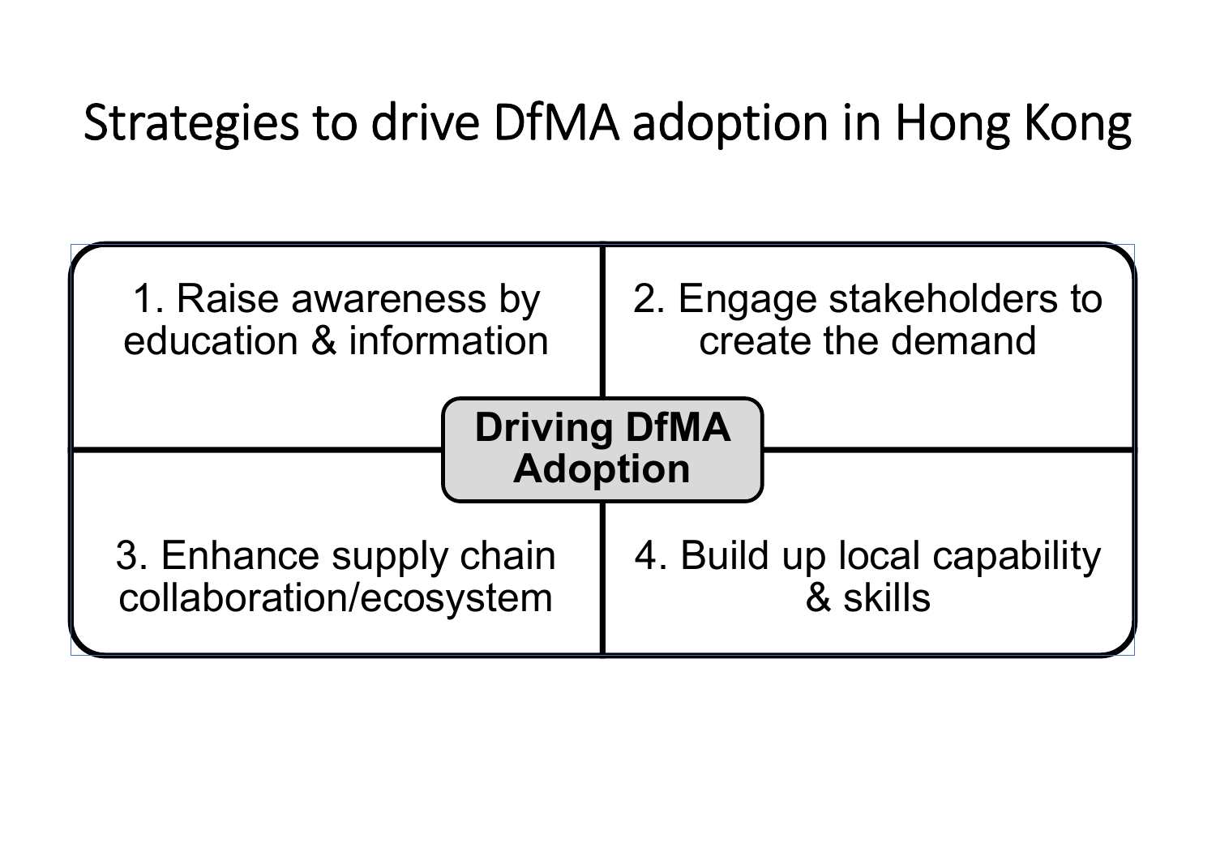# Strategies to drive DfMA adoption in Hong Kong

1. Raise awareness by education & information

2. Engage stakeholders to create the demand

**Driving DfMA Adoption**

3. Enhance supply chain collaboration/ecosystem

4. Build up local capability & skills